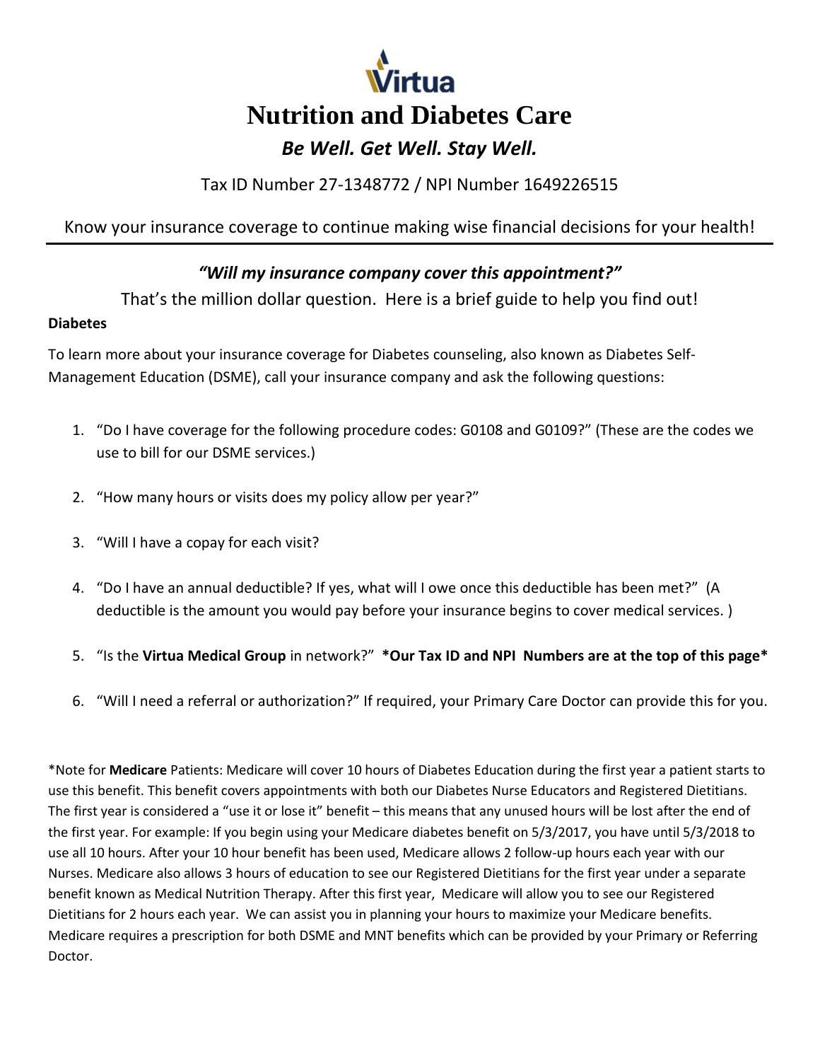Virtua

# Nutrition and Diabetes Care

***Be Well. Get Well. Stay Well.***

Tax ID Number 27-1348772 / NPI Number 1649226515

Know your insurance coverage to continue making wise financial decisions for your health!

---

## *"Will my insurance company cover this appointment?"*

That's the million dollar question. Here is a brief guide to help you find out!

**Diabetes**

To learn more about your insurance coverage for Diabetes counseling, also known as Diabetes Self-Management Education (DSME), call your insurance company and ask the following questions:

1. "Do I have coverage for the following procedure codes: G0108 and G0109?" (These are the codes we use to bill for our DSME services.)

2. "How many hours or visits does my policy allow per year?"

3. "Will I have a copay for each visit?

4. "Do I have an annual deductible? If yes, what will I owe once this deductible has been met?" (A deductible is the amount you would pay before your insurance begins to cover medical services. )

5. "Is the **Virtua Medical Group** in network?" ***Our Tax ID and NPI Numbers are at the top of this page***

6. "Will I need a referral or authorization?" If required, your Primary Care Doctor can provide this for you.

*Note for **Medicare** Patients: Medicare will cover 10 hours of Diabetes Education during the first year a patient starts to use this benefit. This benefit covers appointments with both our Diabetes Nurse Educators and Registered Dietitians. The first year is considered a "use it or lose it" benefit – this means that any unused hours will be lost after the end of the first year. For example: If you begin using your Medicare diabetes benefit on 5/3/2017, you have until 5/3/2018 to use all 10 hours. After your 10 hour benefit has been used, Medicare allows 2 follow-up hours each year with our Nurses. Medicare also allows 3 hours of education to see our Registered Dietitians for the first year under a separate benefit known as Medical Nutrition Therapy. After this first year, Medicare will allow you to see our Registered Dietitians for 2 hours each year. We can assist you in planning your hours to maximize your Medicare benefits. Medicare requires a prescription for both DSME and MNT benefits which can be provided by your Primary or Referring Doctor.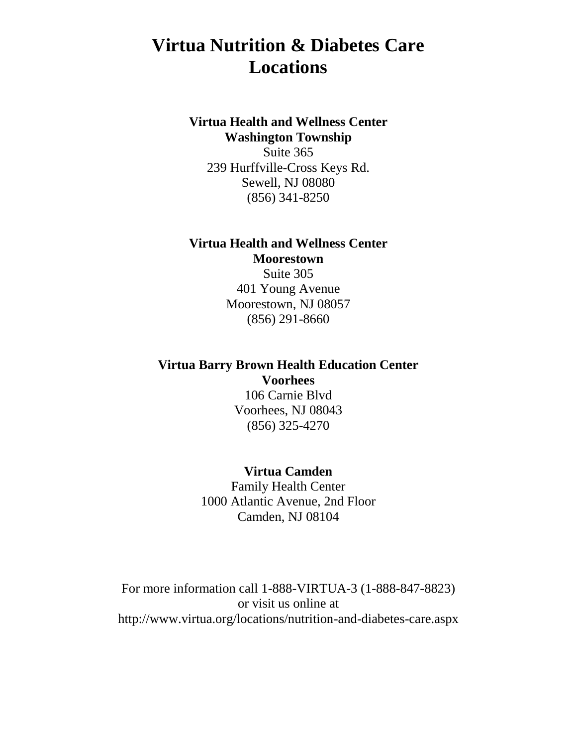# Virtua Nutrition & Diabetes Care Locations

**Virtua Health and Wellness Center**
**Washington Township**
Suite 365
239 Hurffville-Cross Keys Rd.
Sewell, NJ 08080
(856) 341-8250

**Virtua Health and Wellness Center**
**Moorestown**
Suite 305
401 Young Avenue
Moorestown, NJ 08057
(856) 291-8660

**Virtua Barry Brown Health Education Center**
**Voorhees**
106 Carnie Blvd
Voorhees, NJ 08043
(856) 325-4270

**Virtua Camden**
Family Health Center
1000 Atlantic Avenue, 2nd Floor
Camden, NJ 08104

For more information call 1-888-VIRTUA-3 (1-888-847-8823)
or visit us online at
http://www.virtua.org/locations/nutrition-and-diabetes-care.aspx